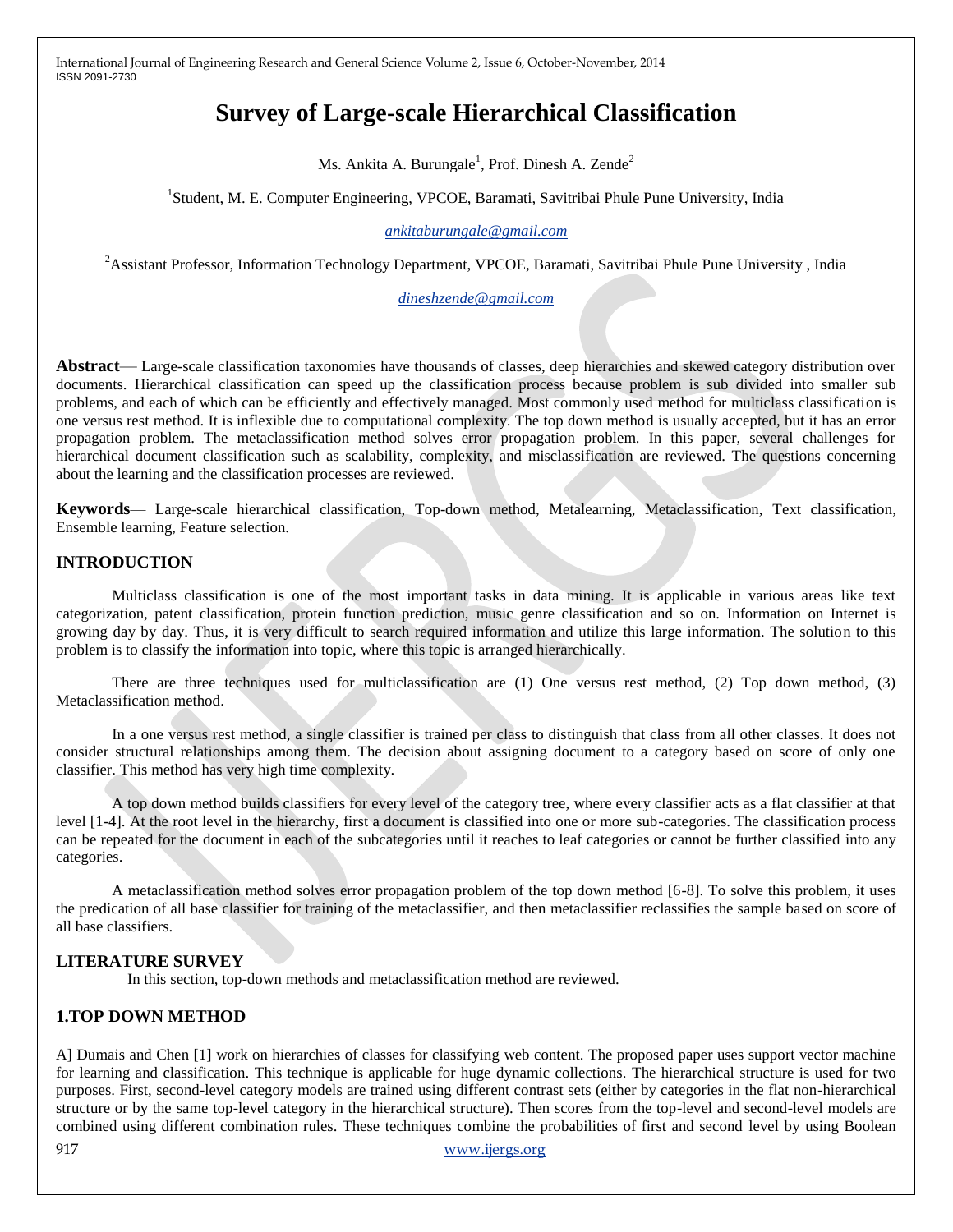# Survey of Large-scale Hierarchical Classification

Ms. Ankita A. Burungale[1], Prof. Dinesh A. Zende[2]

[1]Student, M. E. Computer Engineering, VPCOE, Baramati, Savitribai Phule Pune University, India

ankitaburungale@gmail.com

[2]Assistant Professor, Information Technology Department, VPCOE, Baramati, Savitribai Phule Pune University , India

dineshzende@gmail.com

**Abstract**— Large-scale classification taxonomies have thousands of classes, deep hierarchies and skewed category distribution over documents. Hierarchical classification can speed up the classification process because problem is sub divided into smaller sub problems, and each of which can be efficiently and effectively managed. Most commonly used method for multiclass classification is one versus rest method. It is inflexible due to computational complexity. The top down method is usually accepted, but it has an error propagation problem. The metaclassification method solves error propagation problem. In this paper, several challenges for hierarchical document classification such as scalability, complexity, and misclassification are reviewed. The questions concerning about the learning and the classification processes are reviewed.

**Keywords**— Large-scale hierarchical classification, Top-down method, Metalearning, Metaclassification, Text classification, Ensemble learning, Feature selection.

## INTRODUCTION

Multiclass classification is one of the most important tasks in data mining. It is applicable in various areas like text categorization, patent classification, protein function prediction, music genre classification and so on. Information on Internet is growing day by day. Thus, it is very difficult to search required information and utilize this large information. The solution to this problem is to classify the information into topic, where this topic is arranged hierarchically.

There are three techniques used for multiclassification are (1) One versus rest method, (2) Top down method, (3) Metaclassification method.

In a one versus rest method, a single classifier is trained per class to distinguish that class from all other classes. It does not consider structural relationships among them. The decision about assigning document to a category based on score of only one classifier. This method has very high time complexity.

A top down method builds classifiers for every level of the category tree, where every classifier acts as a flat classifier at that level [1-4]. At the root level in the hierarchy, first a document is classified into one or more sub-categories. The classification process can be repeated for the document in each of the subcategories until it reaches to leaf categories or cannot be further classified into any categories.

A metaclassification method solves error propagation problem of the top down method [6-8]. To solve this problem, it uses the predication of all base classifier for training of the metaclassifier, and then metaclassifier reclassifies the sample based on score of all base classifiers.

## LITERATURE SURVEY

In this section, top-down methods and metaclassification method are reviewed.

## 1.TOP DOWN METHOD

A] Dumais and Chen [1] work on hierarchies of classes for classifying web content. The proposed paper uses support vector machine for learning and classification. This technique is applicable for huge dynamic collections. The hierarchical structure is used for two purposes. First, second-level category models are trained using different contrast sets (either by categories in the flat non-hierarchical structure or by the same top-level category in the hierarchical structure). Then scores from the top-level and second-level models are combined using different combination rules. These techniques combine the probabilities of first and second level by using Boolean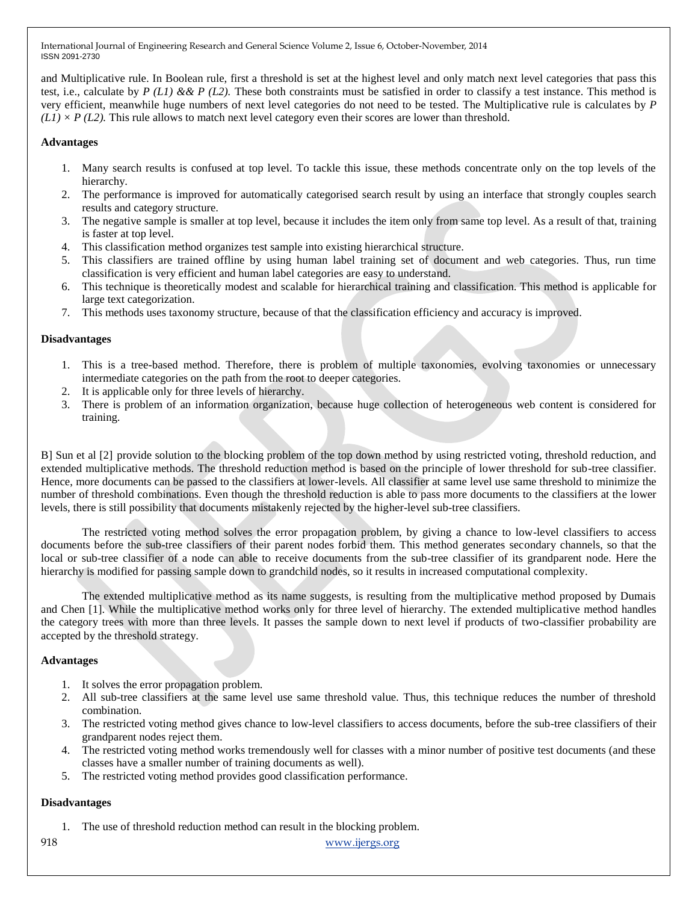and Multiplicative rule. In Boolean rule, first a threshold is set at the highest level and only match next level categories that pass this test, i.e., calculate by *P (L1) && P (L2).* These both constraints must be satisfied in order to classify a test instance. This method is very efficient, meanwhile huge numbers of next level categories do not need to be tested. The Multiplicative rule is calculates by *P (L1) × P (L2).* This rule allows to match next level category even their scores are lower than threshold.

**Advantages**

1. Many search results is confused at top level. To tackle this issue, these methods concentrate only on the top levels of the hierarchy.
2. The performance is improved for automatically categorised search result by using an interface that strongly couples search results and category structure.
3. The negative sample is smaller at top level, because it includes the item only from same top level. As a result of that, training is faster at top level.
4. This classification method organizes test sample into existing hierarchical structure.
5. This classifiers are trained offline by using human label training set of document and web categories. Thus, run time classification is very efficient and human label categories are easy to understand.
6. This technique is theoretically modest and scalable for hierarchical training and classification. This method is applicable for large text categorization.
7. This methods uses taxonomy structure, because of that the classification efficiency and accuracy is improved.

**Disadvantages**

1. This is a tree-based method. Therefore, there is problem of multiple taxonomies, evolving taxonomies or unnecessary intermediate categories on the path from the root to deeper categories.
2. It is applicable only for three levels of hierarchy.
3. There is problem of an information organization, because huge collection of heterogeneous web content is considered for training.

B] Sun et al [2] provide solution to the blocking problem of the top down method by using restricted voting, threshold reduction, and extended multiplicative methods. The threshold reduction method is based on the principle of lower threshold for sub-tree classifier. Hence, more documents can be passed to the classifiers at lower-levels. All classifier at same level use same threshold to minimize the number of threshold combinations. Even though the threshold reduction is able to pass more documents to the classifiers at the lower levels, there is still possibility that documents mistakenly rejected by the higher-level sub-tree classifiers.

The restricted voting method solves the error propagation problem, by giving a chance to low-level classifiers to access documents before the sub-tree classifiers of their parent nodes forbid them. This method generates secondary channels, so that the local or sub-tree classifier of a node can able to receive documents from the sub-tree classifier of its grandparent node. Here the hierarchy is modified for passing sample down to grandchild nodes, so it results in increased computational complexity.

The extended multiplicative method as its name suggests, is resulting from the multiplicative method proposed by Dumais and Chen [1]. While the multiplicative method works only for three level of hierarchy. The extended multiplicative method handles the category trees with more than three levels. It passes the sample down to next level if products of two-classifier probability are accepted by the threshold strategy.

**Advantages**

1. It solves the error propagation problem.
2. All sub-tree classifiers at the same level use same threshold value. Thus, this technique reduces the number of threshold combination.
3. The restricted voting method gives chance to low-level classifiers to access documents, before the sub-tree classifiers of their grandparent nodes reject them.
4. The restricted voting method works tremendously well for classes with a minor number of positive test documents (and these classes have a smaller number of training documents as well).
5. The restricted voting method provides good classification performance.

**Disadvantages**

1. The use of threshold reduction method can result in the blocking problem.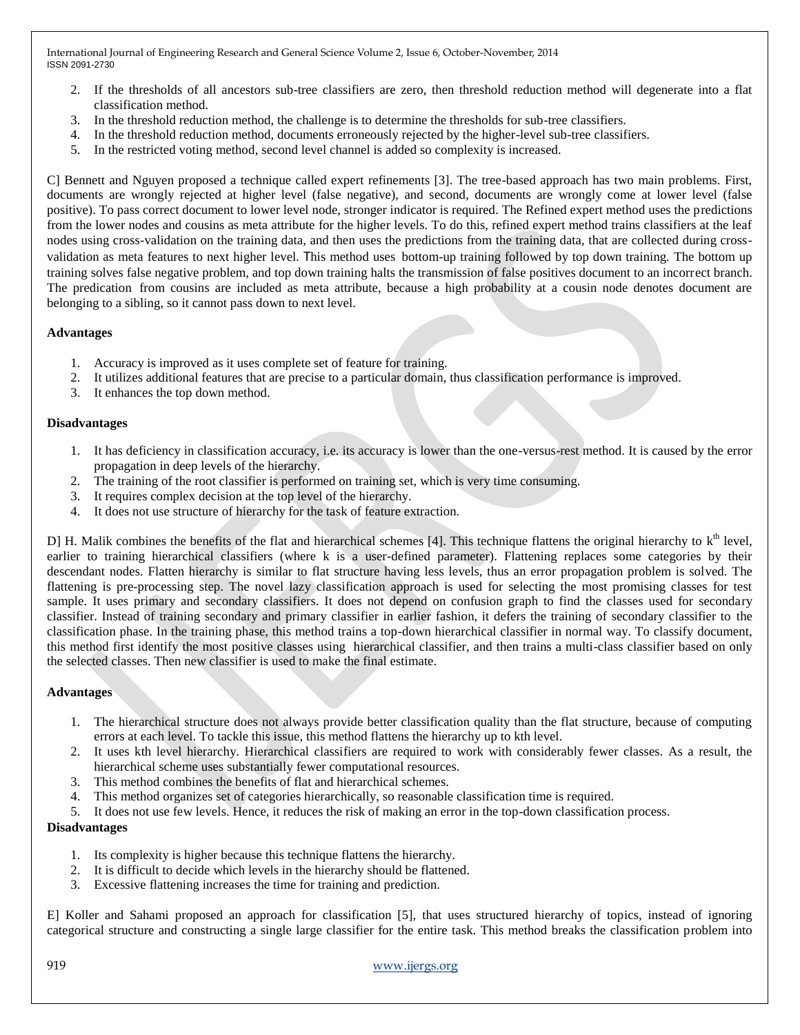2. If the thresholds of all ancestors sub-tree classifiers are zero, then threshold reduction method will degenerate into a flat classification method.
3. In the threshold reduction method, the challenge is to determine the thresholds for sub-tree classifiers.
4. In the threshold reduction method, documents erroneously rejected by the higher-level sub-tree classifiers.
5. In the restricted voting method, second level channel is added so complexity is increased.

C] Bennett and Nguyen proposed a technique called expert refinements [3]. The tree-based approach has two main problems. First, documents are wrongly rejected at higher level (false negative), and second, documents are wrongly come at lower level (false positive). To pass correct document to lower level node, stronger indicator is required. The Refined expert method uses the predictions from the lower nodes and cousins as meta attribute for the higher levels. To do this, refined expert method trains classifiers at the leaf nodes using cross-validation on the training data, and then uses the predictions from the training data, that are collected during cross-validation as meta features to next higher level. This method uses bottom-up training followed by top down training. The bottom up training solves false negative problem, and top down training halts the transmission of false positives document to an incorrect branch. The predication from cousins are included as meta attribute, because a high probability at a cousin node denotes document are belonging to a sibling, so it cannot pass down to next level.

**Advantages**

1. Accuracy is improved as it uses complete set of feature for training.
2. It utilizes additional features that are precise to a particular domain, thus classification performance is improved.
3. It enhances the top down method.

**Disadvantages**

1. It has deficiency in classification accuracy, i.e. its accuracy is lower than the one-versus-rest method. It is caused by the error propagation in deep levels of the hierarchy.
2. The training of the root classifier is performed on training set, which is very time consuming.
3. It requires complex decision at the top level of the hierarchy.
4. It does not use structure of hierarchy for the task of feature extraction.

D] H. Malik combines the benefits of the flat and hierarchical schemes [4]. This technique flattens the original hierarchy to $k^{th}$ level, earlier to training hierarchical classifiers (where k is a user-defined parameter). Flattening replaces some categories by their descendant nodes. Flatten hierarchy is similar to flat structure having less levels, thus an error propagation problem is solved. The flattening is pre-processing step. The novel lazy classification approach is used for selecting the most promising classes for test sample. It uses primary and secondary classifiers. It does not depend on confusion graph to find the classes used for secondary classifier. Instead of training secondary and primary classifier in earlier fashion, it defers the training of secondary classifier to the classification phase. In the training phase, this method trains a top-down hierarchical classifier in normal way. To classify document, this method first identify the most positive classes using hierarchical classifier, and then trains a multi-class classifier based on only the selected classes. Then new classifier is used to make the final estimate.

**Advantages**

1. The hierarchical structure does not always provide better classification quality than the flat structure, because of computing errors at each level. To tackle this issue, this method flattens the hierarchy up to kth level.
2. It uses kth level hierarchy. Hierarchical classifiers are required to work with considerably fewer classes. As a result, the hierarchical scheme uses substantially fewer computational resources.
3. This method combines the benefits of flat and hierarchical schemes.
4. This method organizes set of categories hierarchically, so reasonable classification time is required.
5. It does not use few levels. Hence, it reduces the risk of making an error in the top-down classification process.

**Disadvantages**

1. Its complexity is higher because this technique flattens the hierarchy.
2. It is difficult to decide which levels in the hierarchy should be flattened.
3. Excessive flattening increases the time for training and prediction.

E] Koller and Sahami proposed an approach for classification [5], that uses structured hierarchy of topics, instead of ignoring categorical structure and constructing a single large classifier for the entire task. This method breaks the classification problem into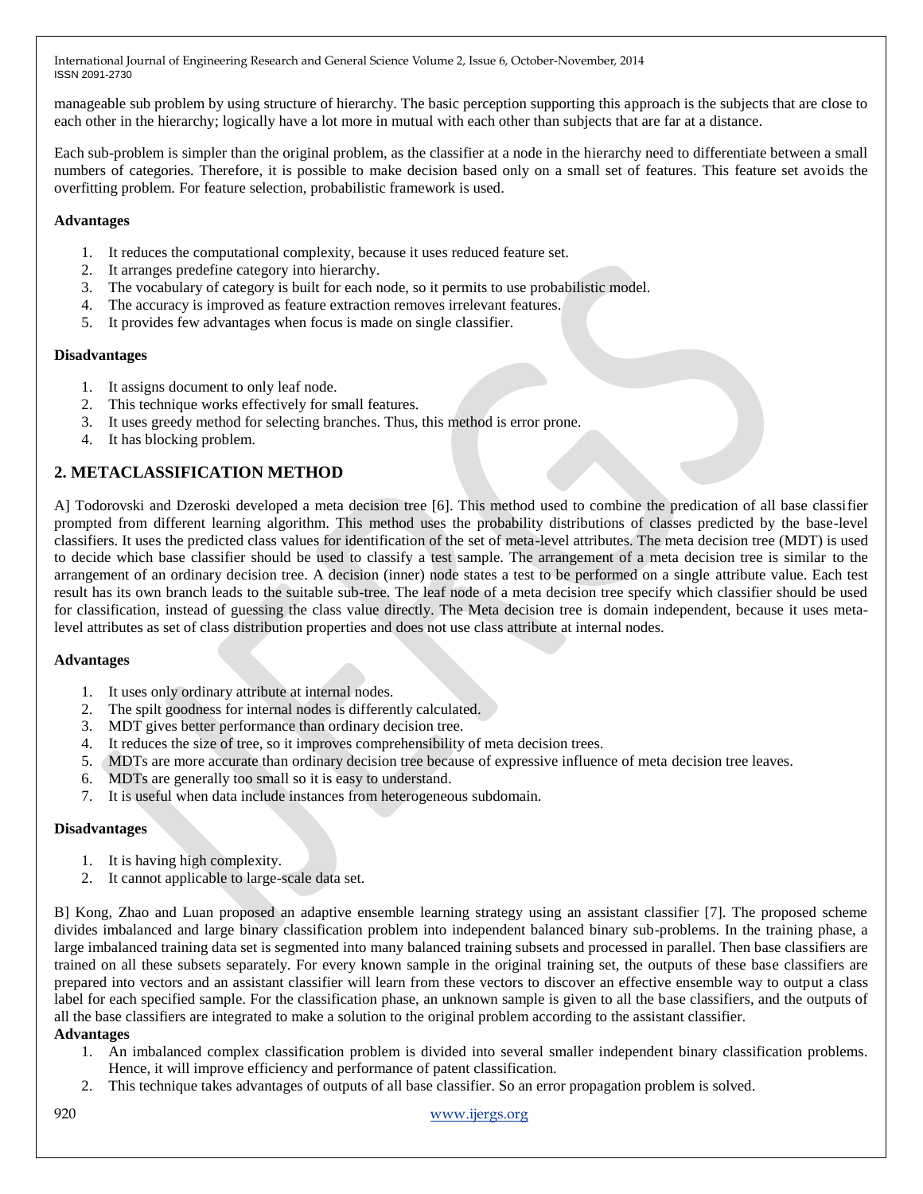manageable sub problem by using structure of hierarchy. The basic perception supporting this approach is the subjects that are close to each other in the hierarchy; logically have a lot more in mutual with each other than subjects that are far at a distance.

Each sub-problem is simpler than the original problem, as the classifier at a node in the hierarchy need to differentiate between a small numbers of categories. Therefore, it is possible to make decision based only on a small set of features. This feature set avoids the overfitting problem. For feature selection, probabilistic framework is used.

**Advantages**

1. It reduces the computational complexity, because it uses reduced feature set.
2. It arranges predefine category into hierarchy.
3. The vocabulary of category is built for each node, so it permits to use probabilistic model.
4. The accuracy is improved as feature extraction removes irrelevant features.
5. It provides few advantages when focus is made on single classifier.

**Disadvantages**

1. It assigns document to only leaf node.
2. This technique works effectively for small features.
3. It uses greedy method for selecting branches. Thus, this method is error prone.
4. It has blocking problem.

## 2. METACLASSIFICATION METHOD

A] Todorovski and Dzeroski developed a meta decision tree [6]. This method used to combine the predication of all base classifier prompted from different learning algorithm. This method uses the probability distributions of classes predicted by the base-level classifiers. It uses the predicted class values for identification of the set of meta-level attributes. The meta decision tree (MDT) is used to decide which base classifier should be used to classify a test sample. The arrangement of a meta decision tree is similar to the arrangement of an ordinary decision tree. A decision (inner) node states a test to be performed on a single attribute value. Each test result has its own branch leads to the suitable sub-tree. The leaf node of a meta decision tree specify which classifier should be used for classification, instead of guessing the class value directly. The Meta decision tree is domain independent, because it uses meta-level attributes as set of class distribution properties and does not use class attribute at internal nodes.

**Advantages**

1. It uses only ordinary attribute at internal nodes.
2. The spilt goodness for internal nodes is differently calculated.
3. MDT gives better performance than ordinary decision tree.
4. It reduces the size of tree, so it improves comprehensibility of meta decision trees.
5. MDTs are more accurate than ordinary decision tree because of expressive influence of meta decision tree leaves.
6. MDTs are generally too small so it is easy to understand.
7. It is useful when data include instances from heterogeneous subdomain.

**Disadvantages**

1. It is having high complexity.
2. It cannot applicable to large-scale data set.

B] Kong, Zhao and Luan proposed an adaptive ensemble learning strategy using an assistant classifier [7]. The proposed scheme divides imbalanced and large binary classification problem into independent balanced binary sub-problems. In the training phase, a large imbalanced training data set is segmented into many balanced training subsets and processed in parallel. Then base classifiers are trained on all these subsets separately. For every known sample in the original training set, the outputs of these base classifiers are prepared into vectors and an assistant classifier will learn from these vectors to discover an effective ensemble way to output a class label for each specified sample. For the classification phase, an unknown sample is given to all the base classifiers, and the outputs of all the base classifiers are integrated to make a solution to the original problem according to the assistant classifier.

**Advantages**

1. An imbalanced complex classification problem is divided into several smaller independent binary classification problems. Hence, it will improve efficiency and performance of patent classification.
2. This technique takes advantages of outputs of all base classifier. So an error propagation problem is solved.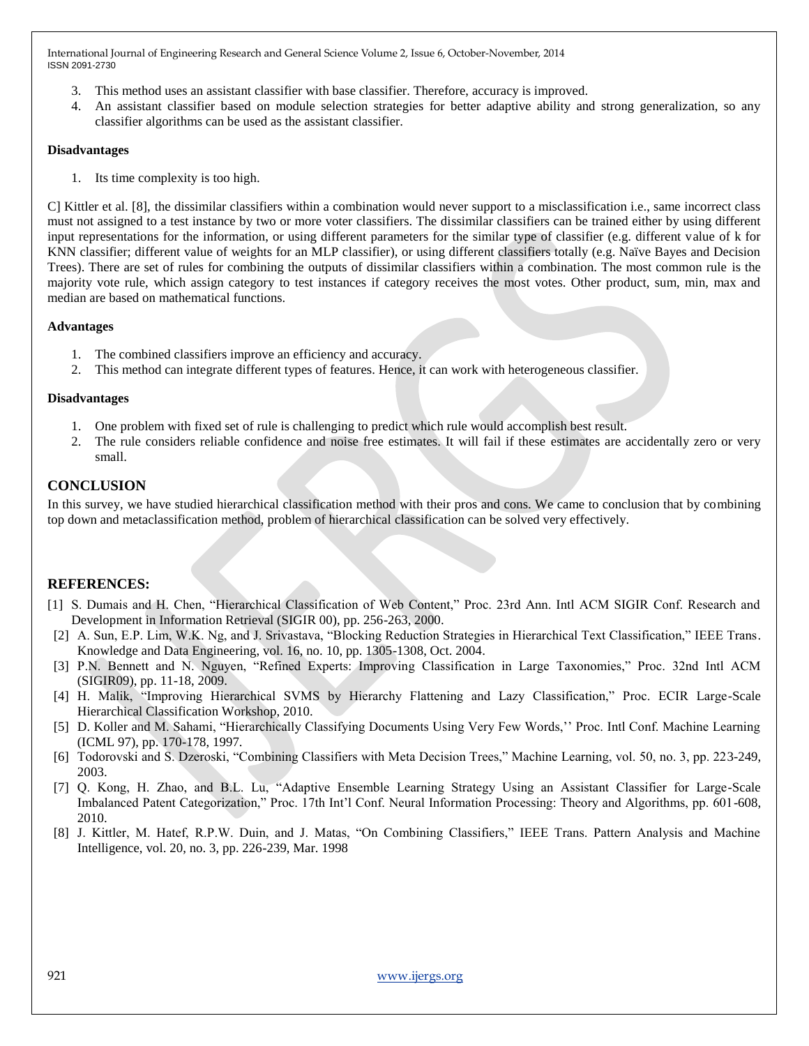3. This method uses an assistant classifier with base classifier. Therefore, accuracy is improved.
4. An assistant classifier based on module selection strategies for better adaptive ability and strong generalization, so any classifier algorithms can be used as the assistant classifier.

**Disadvantages**

1. Its time complexity is too high.

C] Kittler et al. [8], the dissimilar classifiers within a combination would never support to a misclassification i.e., same incorrect class must not assigned to a test instance by two or more voter classifiers. The dissimilar classifiers can be trained either by using different input representations for the information, or using different parameters for the similar type of classifier (e.g. different value of k for KNN classifier; different value of weights for an MLP classifier), or using different classifiers totally (e.g. Naïve Bayes and Decision Trees). There are set of rules for combining the outputs of dissimilar classifiers within a combination. The most common rule is the majority vote rule, which assign category to test instances if category receives the most votes. Other product, sum, min, max and median are based on mathematical functions.

**Advantages**

1. The combined classifiers improve an efficiency and accuracy.
2. This method can integrate different types of features. Hence, it can work with heterogeneous classifier.

**Disadvantages**

1. One problem with fixed set of rule is challenging to predict which rule would accomplish best result.
2. The rule considers reliable confidence and noise free estimates. It will fail if these estimates are accidentally zero or very small.

## CONCLUSION

In this survey, we have studied hierarchical classification method with their pros and cons. We came to conclusion that by combining top down and metaclassification method, problem of hierarchical classification can be solved very effectively.

## REFERENCES:

[1] S. Dumais and H. Chen, "Hierarchical Classification of Web Content," Proc. 23rd Ann. Intl ACM SIGIR Conf. Research and Development in Information Retrieval (SIGIR 00), pp. 256-263, 2000.

[2] A. Sun, E.P. Lim, W.K. Ng, and J. Srivastava, "Blocking Reduction Strategies in Hierarchical Text Classification," IEEE Trans. Knowledge and Data Engineering, vol. 16, no. 10, pp. 1305-1308, Oct. 2004.

[3] P.N. Bennett and N. Nguyen, "Refined Experts: Improving Classification in Large Taxonomies," Proc. 32nd Intl ACM (SIGIR09), pp. 11-18, 2009.

[4] H. Malik, "Improving Hierarchical SVMS by Hierarchy Flattening and Lazy Classification," Proc. ECIR Large-Scale Hierarchical Classification Workshop, 2010.

[5] D. Koller and M. Sahami, "Hierarchically Classifying Documents Using Very Few Words,'' Proc. Intl Conf. Machine Learning (ICML 97), pp. 170-178, 1997.

[6] Todorovski and S. Dzeroski, "Combining Classifiers with Meta Decision Trees," Machine Learning, vol. 50, no. 3, pp. 223-249, 2003.

[7] Q. Kong, H. Zhao, and B.L. Lu, "Adaptive Ensemble Learning Strategy Using an Assistant Classifier for Large-Scale Imbalanced Patent Categorization," Proc. 17th Int'l Conf. Neural Information Processing: Theory and Algorithms, pp. 601-608, 2010.

[8] J. Kittler, M. Hatef, R.P.W. Duin, and J. Matas, "On Combining Classifiers," IEEE Trans. Pattern Analysis and Machine Intelligence, vol. 20, no. 3, pp. 226-239, Mar. 1998